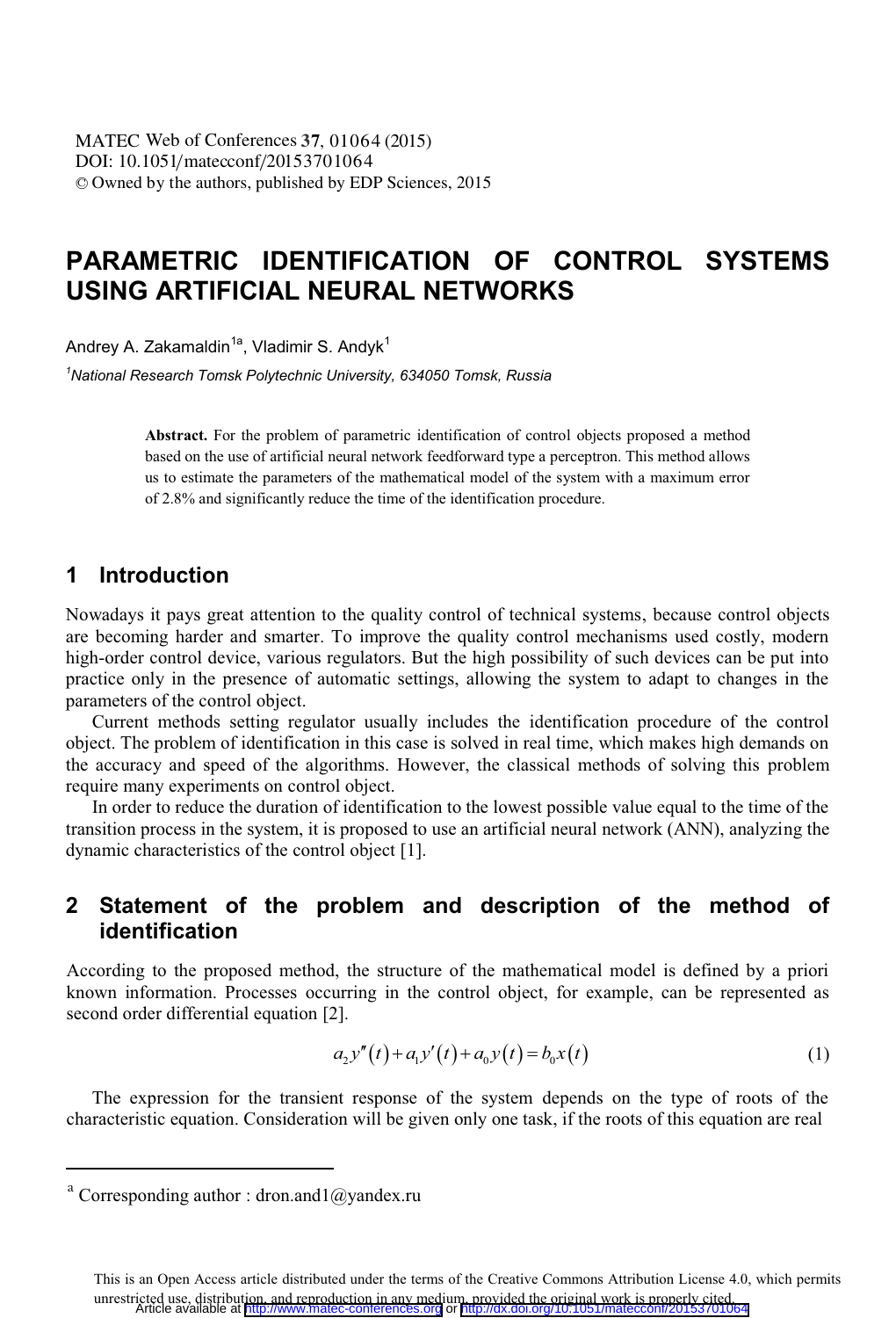# PARAMETRIC IDENTIFICATION OF CONTROL SYSTEMS USING ARTIFICIAL NEURAL NETWORKS

Andrey A. Zakamaldin[1a], Vladimir S. Andyk[1]

*[1]National Research Tomsk Polytechnic University, 634050 Tomsk, Russia*

**Abstract.** For the problem of parametric identification of control objects proposed a method based on the use of artificial neural network feedforward type a perceptron. This method allows us to estimate the parameters of the mathematical model of the system with a maximum error of 2.8% and significantly reduce the time of the identification procedure.

## 1 Introduction

Nowadays it pays great attention to the quality control of technical systems, because control objects are becoming harder and smarter. To improve the quality control mechanisms used costly, modern high-order control device, various regulators. But the high possibility of such devices can be put into practice only in the presence of automatic settings, allowing the system to adapt to changes in the parameters of the control object.

Current methods setting regulator usually includes the identification procedure of the control object. The problem of identification in this case is solved in real time, which makes high demands on the accuracy and speed of the algorithms. However, the classical methods of solving this problem require many experiments on control object.

In order to reduce the duration of identification to the lowest possible value equal to the time of the transition process in the system, it is proposed to use an artificial neural network (ANN), analyzing the dynamic characteristics of the control object [1].

## 2 Statement of the problem and description of the method of identification

According to the proposed method, the structure of the mathematical model is defined by a priori known information. Processes occurring in the control object, for example, can be represented as second order differential equation [2].

$$a_2 y''(t) + a_1 y'(t) + a_0 y(t) = b_0 x(t) \tag{1}$$

The expression for the transient response of the system depends on the type of roots of the characteristic equation. Consideration will be given only one task, if the roots of this equation are real

---

[a] Corresponding author : dron.and1@yandex.ru

This is an Open Access article distributed under the terms of the Creative Commons Attribution License 4.0, which permits unrestricted use, distribution, and reproduction in any medium, provided the original work is properly cited.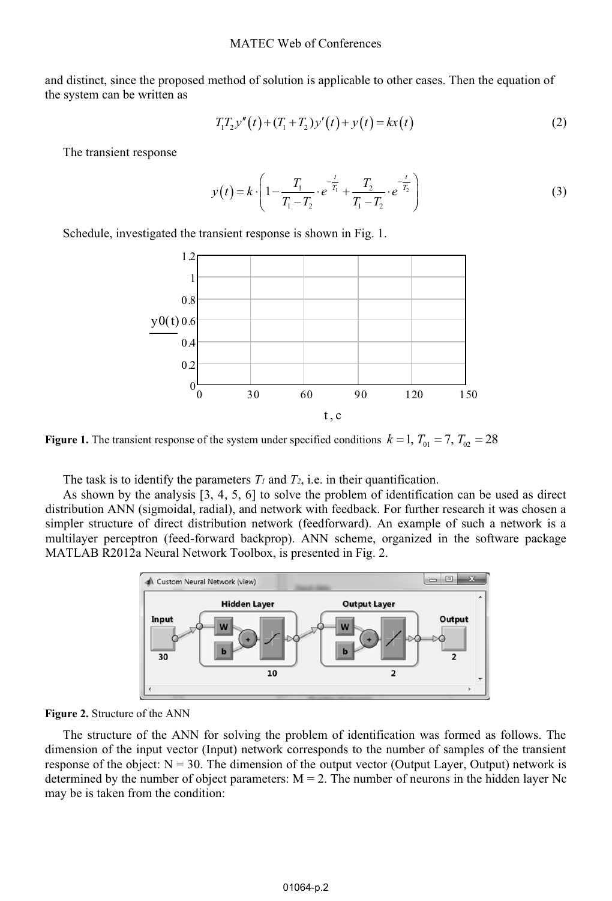and distinct, since the proposed method of solution is applicable to other cases. Then the equation of the system can be written as

$$T_1T_2y''(t)+(T_1+T_2)y'(t)+y(t)=kx(t) \tag{2}$$

The transient response

$$y(t)=k\cdot\left(1-\frac{T_1}{T_1-T_2}\cdot e^{-\frac{t}{T_1}}+\frac{T_2}{T_1-T_2}\cdot e^{-\frac{t}{T_2}}\right) \tag{3}$$

Schedule, investigated the transient response is shown in Fig. 1.

**Figure 1.** The transient response of the system under specified conditions $k=1,\ T_{01}=7,\ T_{02}=28$

The task is to identify the parameters $T_1$ and $T_2$, i.e. in their quantification.

As shown by the analysis [3, 4, 5, 6] to solve the problem of identification can be used as direct distribution ANN (sigmoidal, radial), and network with feedback. For further research it was chosen a simpler structure of direct distribution network (feedforward). An example of such a network is a multilayer perceptron (feed-forward backprop). ANN scheme, organized in the software package MATLAB R2012a Neural Network Toolbox, is presented in Fig. 2.

**Figure 2.** Structure of the ANN

The structure of the ANN for solving the problem of identification was formed as follows. The dimension of the input vector (Input) network corresponds to the number of samples of the transient response of the object: N = 30. The dimension of the output vector (Output Layer, Output) network is determined by the number of object parameters: M = 2. The number of neurons in the hidden layer Nc may be is taken from the condition: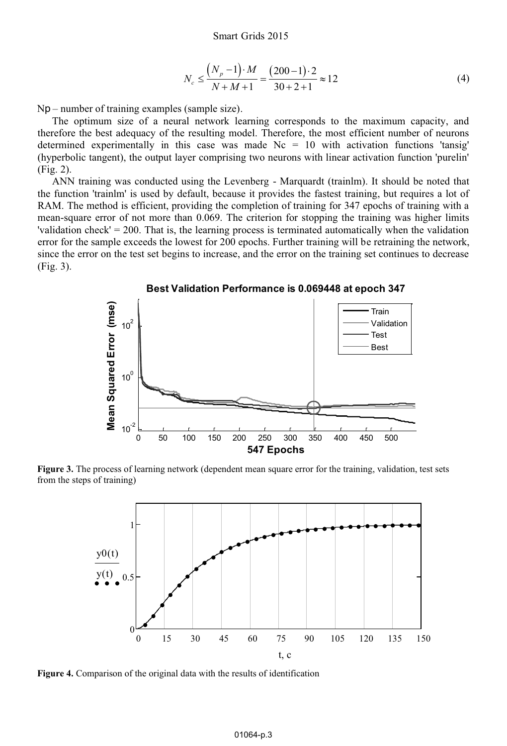$$N_c \le \frac{\left(N_p - 1\right) \cdot M}{N + M + 1} = \frac{\left(200 - 1\right) \cdot 2}{30 + 2 + 1} \approx 12 \tag{4}$$

Np – number of training examples (sample size).

The optimum size of a neural network learning corresponds to the maximum capacity, and therefore the best adequacy of the resulting model. Therefore, the most efficient number of neurons determined experimentally in this case was made Nc = 10 with activation functions 'tansig' (hyperbolic tangent), the output layer comprising two neurons with linear activation function 'purelin' (Fig. 2).

ANN training was conducted using the Levenberg - Marquardt (trainlm). It should be noted that the function 'trainlm' is used by default, because it provides the fastest training, but requires a lot of RAM. The method is efficient, providing the completion of training for 347 epochs of training with a mean-square error of not more than 0.069. The criterion for stopping the training was higher limits 'validation check' = 200. That is, the learning process is terminated automatically when the validation error for the sample exceeds the lowest for 200 epochs. Further training will be retraining the network, since the error on the test set begins to increase, and the error on the training set continues to decrease (Fig. 3).

**Figure 3.** The process of learning network (dependent mean square error for the training, validation, test sets from the steps of training)

**Figure 4.** Comparison of the original data with the results of identification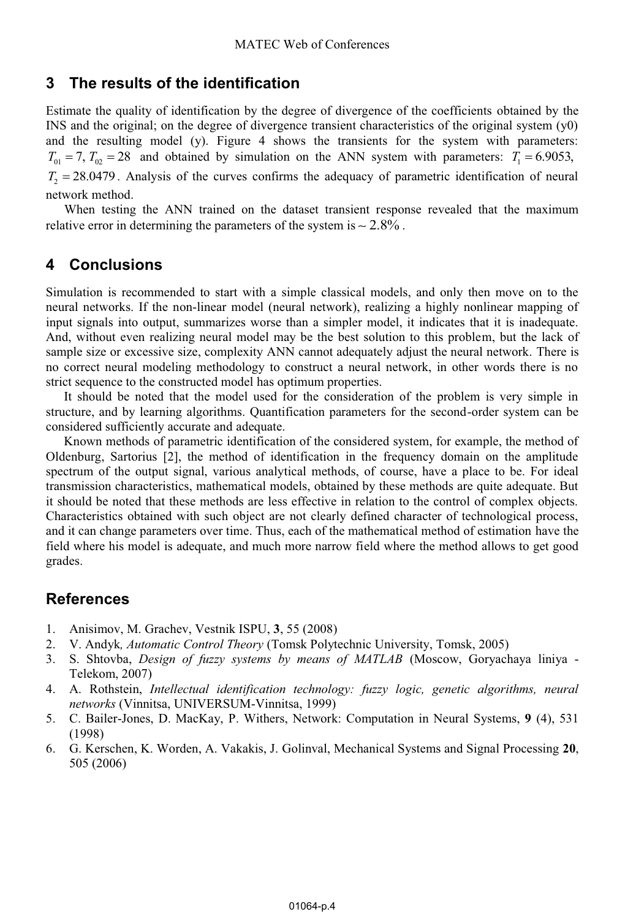## 3 The results of the identification

Estimate the quality of identification by the degree of divergence of the coefficients obtained by the INS and the original; on the degree of divergence transient characteristics of the original system (y0) and the resulting model (y). Figure 4 shows the transients for the system with parameters: $T_{01} = 7, T_{02} = 28$ and obtained by simulation on the ANN system with parameters: $T_1 = 6.9053,$ $T_2 = 28.0479$. Analysis of the curves confirms the adequacy of parametric identification of neural network method.

When testing the ANN trained on the dataset transient response revealed that the maximum relative error in determining the parameters of the system is $\sim 2.8\%$.

## 4 Conclusions

Simulation is recommended to start with a simple classical models, and only then move on to the neural networks. If the non-linear model (neural network), realizing a highly nonlinear mapping of input signals into output, summarizes worse than a simpler model, it indicates that it is inadequate. And, without even realizing neural model may be the best solution to this problem, but the lack of sample size or excessive size, complexity ANN cannot adequately adjust the neural network. There is no correct neural modeling methodology to construct a neural network, in other words there is no strict sequence to the constructed model has optimum properties.

It should be noted that the model used for the consideration of the problem is very simple in structure, and by learning algorithms. Quantification parameters for the second-order system can be considered sufficiently accurate and adequate.

Known methods of parametric identification of the considered system, for example, the method of Oldenburg, Sartorius [2], the method of identification in the frequency domain on the amplitude spectrum of the output signal, various analytical methods, of course, have a place to be. For ideal transmission characteristics, mathematical models, obtained by these methods are quite adequate. But it should be noted that these methods are less effective in relation to the control of complex objects. Characteristics obtained with such object are not clearly defined character of technological process, and it can change parameters over time. Thus, each of the mathematical method of estimation have the field where his model is adequate, and much more narrow field where the method allows to get good grades.

## References

1. Anisimov, M. Grachev, Vestnik ISPU, **3**, 55 (2008)
2. V. Andyk, *Automatic Control Theory* (Tomsk Polytechnic University, Tomsk, 2005)
3. S. Shtovba, *Design of fuzzy systems by means of MATLAB* (Moscow, Goryachaya liniya - Telekom, 2007)
4. A. Rothstein, *Intellectual identification technology: fuzzy logic, genetic algorithms, neural networks* (Vinnitsa, UNIVERSUM-Vinnitsa, 1999)
5. C. Bailer-Jones, D. MacKay, P. Withers, Network: Computation in Neural Systems, **9** (4), 531 (1998)
6. G. Kerschen, K. Worden, A. Vakakis, J. Golinval, Mechanical Systems and Signal Processing **20**, 505 (2006)